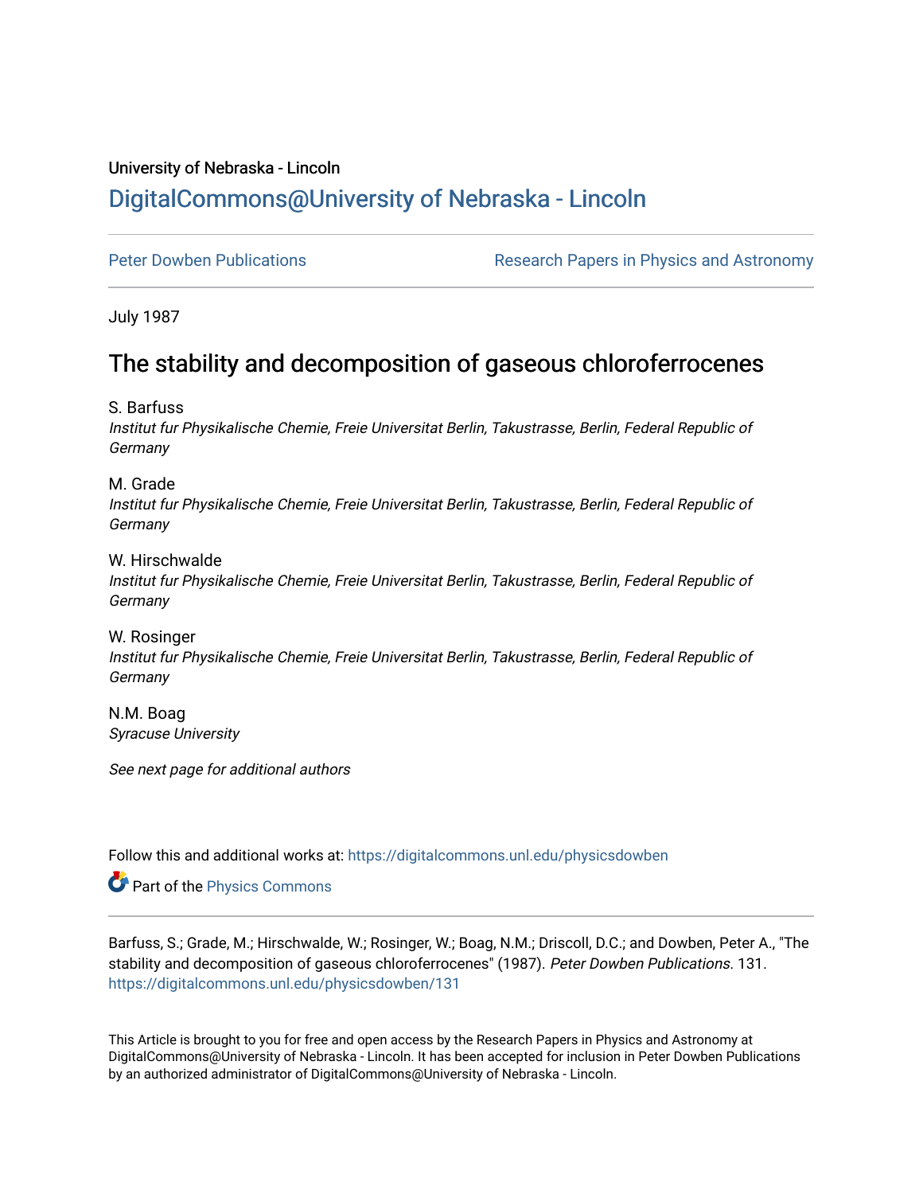University of Nebraska - Lincoln

## DigitalCommons@University of Nebraska - Lincoln

Peter Dowben Publications

Research Papers in Physics and Astronomy

July 1987

# The stability and decomposition of gaseous chloroferrocenes

S. Barfuss
*Institut fur Physikalische Chemie, Freie Universitat Berlin, Takustrasse, Berlin, Federal Republic of Germany*

M. Grade
*Institut fur Physikalische Chemie, Freie Universitat Berlin, Takustrasse, Berlin, Federal Republic of Germany*

W. Hirschwalde
*Institut fur Physikalische Chemie, Freie Universitat Berlin, Takustrasse, Berlin, Federal Republic of Germany*

W. Rosinger
*Institut fur Physikalische Chemie, Freie Universitat Berlin, Takustrasse, Berlin, Federal Republic of Germany*

N.M. Boag
*Syracuse University*

*See next page for additional authors*

Follow this and additional works at: https://digitalcommons.unl.edu/physicsdowben

Part of the Physics Commons

Barfuss, S.; Grade, M.; Hirschwalde, W.; Rosinger, W.; Boag, N.M.; Driscoll, D.C.; and Dowben, Peter A., "The stability and decomposition of gaseous chloroferrocenes" (1987). *Peter Dowben Publications*. 131.
https://digitalcommons.unl.edu/physicsdowben/131

This Article is brought to you for free and open access by the Research Papers in Physics and Astronomy at DigitalCommons@University of Nebraska - Lincoln. It has been accepted for inclusion in Peter Dowben Publications by an authorized administrator of DigitalCommons@University of Nebraska - Lincoln.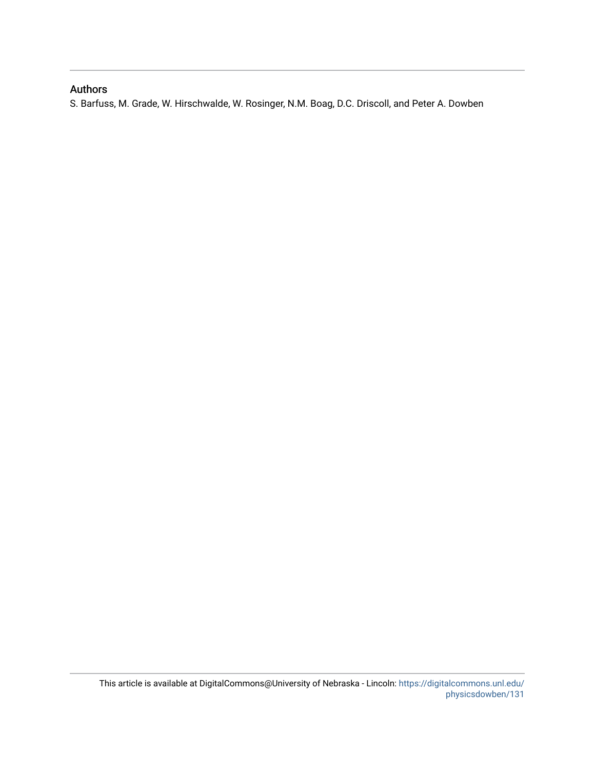## Authors

S. Barfuss, M. Grade, W. Hirschwalde, W. Rosinger, N.M. Boag, D.C. Driscoll, and Peter A. Dowben

This article is available at DigitalCommons@University of Nebraska - Lincoln: https://digitalcommons.unl.edu/physicsdowben/131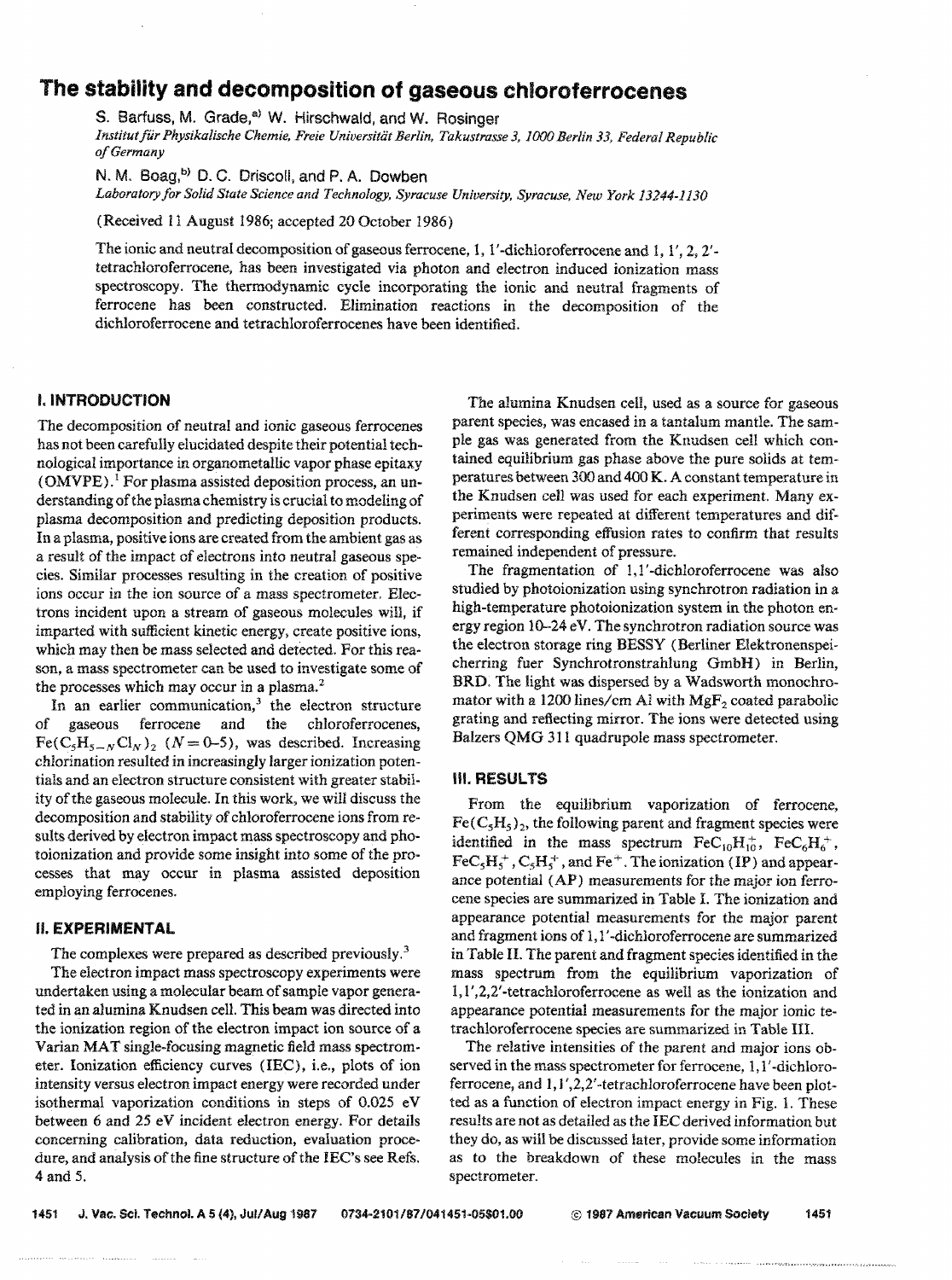# The stability and decomposition of gaseous chloroferrocenes

S. Barfuss, M. Grade,[a] W. Hirschwald, and W. Rosinger

*Institut für Physikalische Chemie, Freie Universität Berlin, Takustrasse 3, 1000 Berlin 33, Federal Republic of Germany*

N. M. Boag,[b] D. C. Driscoll, and P. A. Dowben

*Laboratory for Solid State Science and Technology, Syracuse University, Syracuse, New York 13244-1130*

(Received 11 August 1986; accepted 20 October 1986)

The ionic and neutral decomposition of gaseous ferrocene, 1, 1′-dichloroferrocene and 1, 1′, 2, 2′-tetrachloroferrocene, has been investigated via photon and electron induced ionization mass spectroscopy. The thermodynamic cycle incorporating the ionic and neutral fragments of ferrocene has been constructed. Elimination reactions in the decomposition of the dichloroferrocene and tetrachloroferrocenes have been identified.

## I. INTRODUCTION

The decomposition of neutral and ionic gaseous ferrocenes has not been carefully elucidated despite their potential technological importance in organometallic vapor phase epitaxy (OMVPE).[1] For plasma assisted deposition process, an understanding of the plasma chemistry is crucial to modeling of plasma decomposition and predicting deposition products. In a plasma, positive ions are created from the ambient gas as a result of the impact of electrons into neutral gaseous species. Similar processes resulting in the creation of positive ions occur in the ion source of a mass spectrometer. Electrons incident upon a stream of gaseous molecules will, if imparted with sufficient kinetic energy, create positive ions, which may then be mass selected and detected. For this reason, a mass spectrometer can be used to investigate some of the processes which may occur in a plasma.[2]

In an earlier communication,[3] the electron structure of gaseous ferrocene and the chloroferrocenes, $Fe(C_5H_{5-N}Cl_N)_2$ ($N = 0$–5), was described. Increasing chlorination resulted in increasingly larger ionization potentials and an electron structure consistent with greater stability of the gaseous molecule. In this work, we will discuss the decomposition and stability of chloroferrocene ions from results derived by electron impact mass spectroscopy and photoionization and provide some insight into some of the processes that may occur in plasma assisted deposition employing ferrocenes.

## II. EXPERIMENTAL

The complexes were prepared as described previously.[3]

The electron impact mass spectroscopy experiments were undertaken using a molecular beam of sample vapor generated in an alumina Knudsen cell. This beam was directed into the ionization region of the electron impact ion source of a Varian MAT single-focusing magnetic field mass spectrometer. Ionization efficiency curves (IEC), i.e., plots of ion intensity versus electron impact energy were recorded under isothermal vaporization conditions in steps of 0.025 eV between 6 and 25 eV incident electron energy. For details concerning calibration, data reduction, evaluation procedure, and analysis of the fine structure of the IEC's see Refs. 4 and 5.

The alumina Knudsen cell, used as a source for gaseous parent species, was encased in a tantalum mantle. The sample gas was generated from the Knudsen cell which contained equilibrium gas phase above the pure solids at temperatures between 300 and 400 K. A constant temperature in the Knudsen cell was used for each experiment. Many experiments were repeated at different temperatures and different corresponding effusion rates to confirm that results remained independent of pressure.

The fragmentation of 1,1′-dichloroferrocene was also studied by photoionization using synchrotron radiation in a high-temperature photoionization system in the photon energy region 10–24 eV. The synchrotron radiation source was the electron storage ring BESSY (Berliner Elektronenspeicherring fuer Synchrotronstrahlung GmbH) in Berlin, BRD. The light was dispersed by a Wadsworth monochromator with a 1200 lines/cm Al with $MgF_2$ coated parabolic grating and reflecting mirror. The ions were detected using Balzers QMG 311 quadrupole mass spectrometer.

## III. RESULTS

From the equilibrium vaporization of ferrocene, $Fe(C_5H_5)_2$, the following parent and fragment species were identified in the mass spectrum $FeC_{10}H_{10}^+$, $FeC_6H_6^+$, $FeC_5H_5^+$, $C_5H_5^+$, and $Fe^+$. The ionization (IP) and appearance potential (AP) measurements for the major ion ferrocene species are summarized in Table I. The ionization and appearance potential measurements for the major parent and fragment ions of 1,1′-dichloroferrocene are summarized in Table II. The parent and fragment species identified in the mass spectrum from the equilibrium vaporization of 1,1′,2,2′-tetrachloroferrocene as well as the ionization and appearance potential measurements for the major ion tetrachloroferrocene species are summarized in Table III.

The relative intensities of the parent and major ions observed in the mass spectrometer for ferrocene, 1,1′-dichloroferrocene, and 1,1′,2,2′-tetrachloroferrocene have been plotted as a function of electron impact energy in Fig. 1. These results are not as detailed as the IEC derived information but they do, as will be discussed later, provide some information as to the breakdown of these molecules in the mass spectrometer.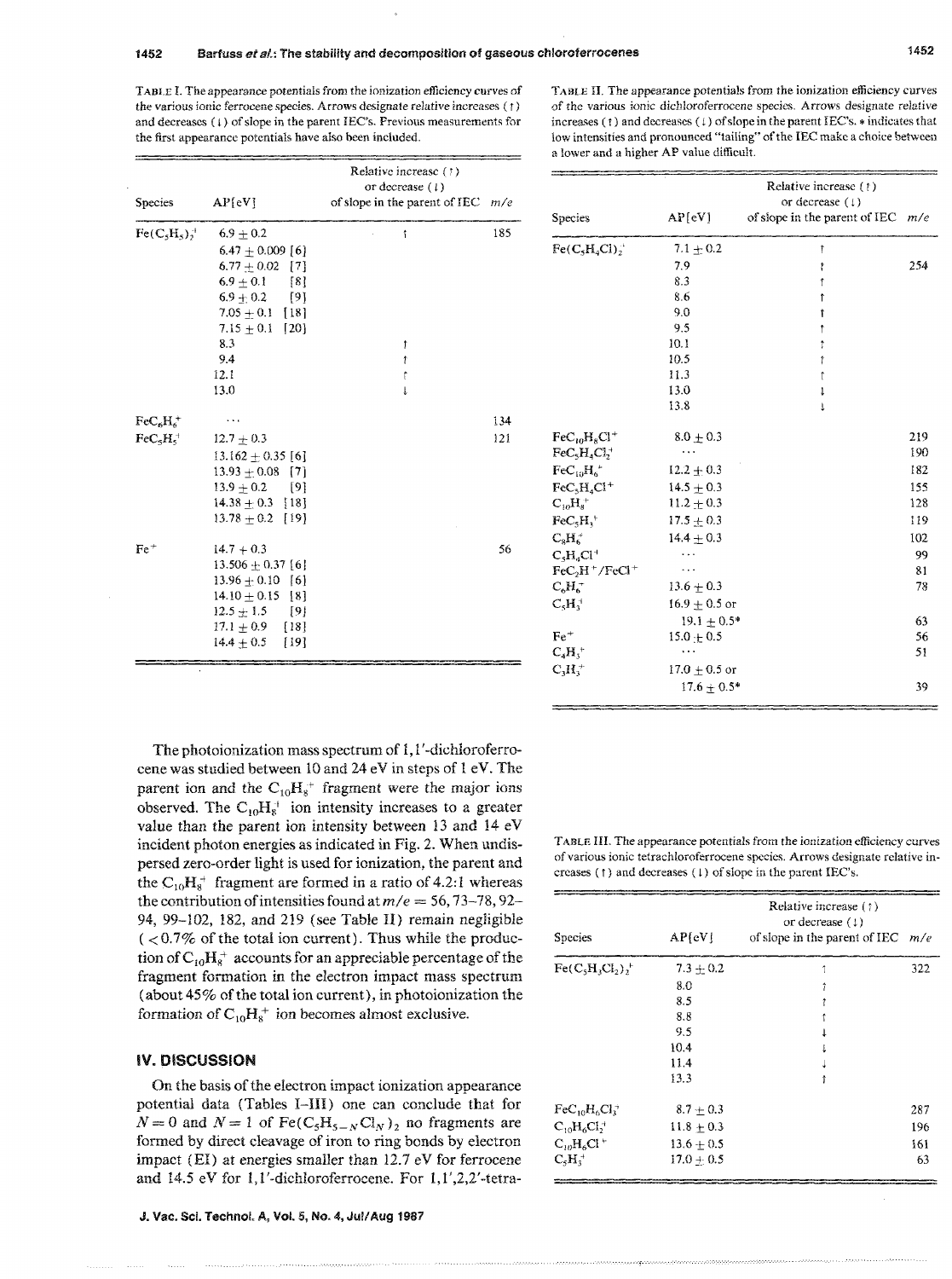TABLE I. The appearance potentials from the ionization efficiency curves of the various ionic ferrocene species. Arrows designate relative increases (↑) and decreases (↓) of slope in the parent IEC's. Previous measurements for the first appearance potentials have also been included.

| Species | AP[eV] | Relative increase (↑) or decrease (↓) of slope in the parent of IEC | m/e |
|---|---|---|---|
| $Fe(C_5H_5)_2^+$ | 6.9 ± 0.2 | ↑ | 185 |
| | 6.47 ± 0.009 [6] | | |
| | 6.77 ± 0.02 [7] | | |
| | 6.9 ± 0.1 [8] | | |
| | 6.9 ± 0.2 [9] | | |
| | 7.05 ± 0.1 [18] | | |
| | 7.15 ± 0.1 [20] | | |
| | 8.3 | ↑ | |
| | 9.4 | ↑ | |
| | 12.1 | ↑ | |
| | 13.0 | ↓ | |
| $FeC_6H_6^+$ | ... | | 134 |
| $FeC_5H_5^+$ | 12.7 ± 0.3 | | 121 |
| | 13.162 ± 0.35 [6] | | |
| | 13.93 ± 0.08 [7] | | |
| | 13.9 ± 0.2 [9] | | |
| | 14.38 ± 0.3 [18] | | |
| | 13.78 ± 0.2 [19] | | |
| $Fe^+$ | 14.7 + 0.3 | | 56 |
| | 13.506 ± 0.37 [6] | | |
| | 13.96 ± 0.10 [6] | | |
| | 14.10 ± 0.15 [8] | | |
| | 12.5 ± 1.5 [9] | | |
| | 17.1 ± 0.9 [18] | | |
| | 14.4 ± 0.5 [19] | | |

TABLE II. The appearance potentials from the ionization efficiency curves of the various ionic dichloroferrocene species. Arrows designate relative increases (↑) and decreases (↓) of slope in the parent IEC's. * indicates that low intensities and pronounced "tailing" of the IEC make a choice between a lower and a higher AP value difficult.

| Species | AP[eV] | Relative increase (↑) or decrease (↓) of slope in the parent of IEC | m/e |
|---|---|---|---|
| $Fe(C_5H_4Cl)_2^+$ | 7.1 ± 0.2 | ↑ | |
| | 7.9 | ↑ | 254 |
| | 8.3 | ↑ | |
| | 8.6 | ↑ | |
| | 9.0 | ↑ | |
| | 9.5 | ↑ | |
| | 10.1 | ↑ | |
| | 10.5 | ↑ | |
| | 11.3 | ↑ | |
| | 13.0 | ↓ | |
| | 13.8 | ↓ | |
| $FeC_{10}H_8Cl^+$ | 8.0 ± 0.3 | | 219 |
| $FeC_5H_4Cl_2^+$ | ... | | 190 |
| $FeC_{10}H_6^+$ | 12.2 ± 0.3 | | 182 |
| $FeC_5H_4Cl^+$ | 14.5 ± 0.3 | | 155 |
| $C_{10}H_8^+$ | 11.2 ± 0.3 | | 128 |
| $FeC_5H_3^+$ | 17.5 ± 0.3 | | 119 |
| $C_8H_6^+$ | 14.4 ± 0.3 | | 102 |
| $C_5H_4Cl^+$ | ... | | 99 |
| $FeC_2H^+/FeCl^+$ | ... | | 81 |
| $C_6H_6^+$ | 13.6 ± 0.3 | | 78 |
| $C_5H_3^+$ | 16.9 ± 0.5 or 19.1 ± 0.5* | | 63 |
| $Fe^+$ | 15.0 ± 0.5 | | 56 |
| $C_4H_3^+$ | ... | | 51 |
| $C_3H_3^+$ | 17.0 ± 0.5 or 17.6 ± 0.5* | | 39 |

The photoionization mass spectrum of 1,1'-dichloroferrocene was studied between 10 and 24 eV in steps of 1 eV. The parent ion and the $C_{10}H_8^+$ fragment were the major ions observed. The $C_{10}H_8^+$ ion intensity increases to a greater value than the parent ion intensity between 13 and 14 eV incident photon energies as indicated in Fig. 2. When undispersed zero-order light is used for ionization, the parent and the $C_{10}H_8^+$ fragment are formed in a ratio of 4.2:1 whereas the contribution of intensities found at $m/e$ = 56, 73–78, 92–94, 99–102, 182, and 219 (see Table II) remain negligible (< 0.7% of the total ion current). Thus while the production of $C_{10}H_8^+$ accounts for an appreciable percentage of the fragment formation in the electron impact mass spectrum (about 45% of the total ion current), in photoionization the formation of $C_{10}H_8^+$ ion becomes almost exclusive.

TABLE III. The appearance potentials from the ionization efficiency curves of various ionic tetrachloroferrocene species. Arrows designate relative increases (↑) and decreases (↓) of slope in the parent IEC's.

| Species | AP[eV] | Relative increase (↑) or decrease (↓) of slope in the parent of IEC | m/e |
|---|---|---|---|
| $Fe(C_5H_3Cl_2)_2^+$ | 7.3 ± 0.2 | ↑ | 322 |
| | 8.0 | ↑ | |
| | 8.5 | ↑ | |
| | 8.8 | ↑ | |
| | 9.5 | ↓ | |
| | 10.4 | ↓ | |
| | 11.4 | ↓ | |
| | 13.3 | ↑ | |
| $FeC_{10}H_6Cl_3^+$ | 8.7 ± 0.3 | | 287 |
| $C_{10}H_6Cl_2^+$ | 11.8 ± 0.3 | | 196 |
| $C_{10}H_6Cl^+$ | 13.6 ± 0.5 | | 161 |
| $C_5H_3^+$ | 17.0 ± 0.5 | | 63 |

## IV. DISCUSSION

On the basis of the electron impact ionization appearance potential data (Tables I–III) one can conclude that for $N = 0$ and $N = 1$ of $Fe(C_5H_{5-N}Cl_N)_2$ no fragments are formed by direct cleavage of iron to ring bonds by electron impact (EI) at energies smaller than 12.7 eV for ferrocene and 14.5 eV for 1,1'-dichloroferrocene. For 1,1',2,2'-tetra-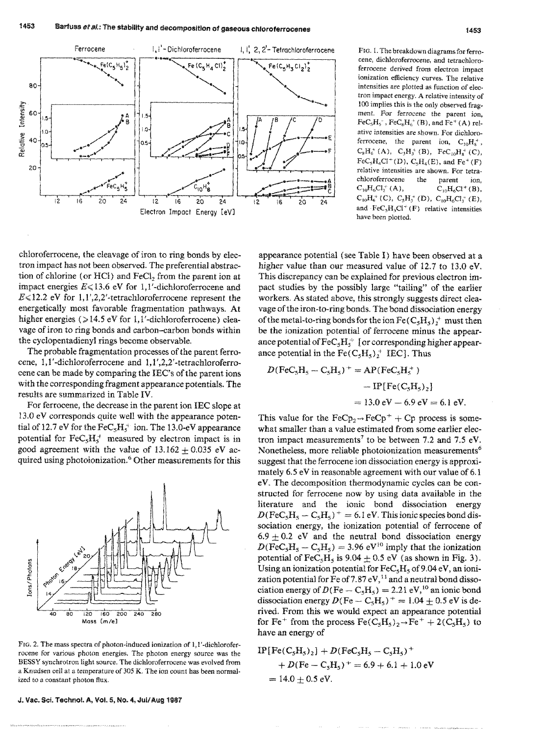FIG. 1. The breakdown diagrams for ferrocene, dichloroferrocene, and tetrachloroferrocene derived from electron impact ionization efficiency curves. The relative intensities are plotted as function of electron impact energy. A relative intensity of 100 implies this is the only observed fragment. For ferrocene the parent ion, $FeC_5H_5^+$, $FeC_6H_6^+$ (B), and $Fe^+$ (A) relative intensities are shown. For dichloroferrocene, the parent ion, $C_{10}H_8^+$, $C_6H_6^+$ (A), $C_3H_3^+$ (B), $FeC_{10}H_8^+$ (C), $FeC_5H_4Cl^+$ (D), $C_5H_4$(E), and $Fe^+$ (F) relative intensities are shown. For tetrachloroferrocene the parent ion, $C_{10}H_6Cl_2^+$ (A), $C_{10}H_6Cl^+$ (B), $C_{10}H_6^+$ (C), $C_5H_3^+$ (D), $C_{10}H_6Cl_3^+$ (E), and $FeC_5H_3Cl^+$ (F) relative intensities have been plotted.

chloroferrocene, the cleavage of iron to ring bonds by electron impact has not been observed. The preferential abstraction of chlorine (or HCl) and $FeCl_2$ from the parent ion at impact energies $E \leqslant 13.6$ eV for 1,1'-dichloroferrocene and $E \leqslant 12.2$ eV for 1,1',2,2'-tetrachloroferrocene represent the energetically most favorable fragmentation pathways. At higher energies ($\geqslant 14.5$ eV for 1,1'-dichloroferrocene) cleavage of iron to ring bonds and carbon–carbon bonds within the cyclopentadienyl rings become observable.

The probable fragmentation processes of the parent ferrocene, 1,1'-dichloroferrocene and 1,1',2,2'-tetrachloroferrocene can be made by comparing the IEC's of the parent ions with the corresponding fragment appearance potentials. The results are summarized in Table IV.

For ferrocene, the decrease in the parent ion IEC slope at 13.0 eV corresponds quite well with the appearance potential of 12.7 eV for the $FeC_5H_5^+$ ion. The 13.0-eV appearance potential for $FeC_5H_5^+$ measured by electron impact is in good agreement with the value of $13.162 \pm 0.035$ eV acquired using photoionization.[6] Other measurements for this appearance potential (see Table I) have been observed at a higher value than our measured value of 12.7 to 13.0 eV. This discrepancy can be explained for previous electron impact studies by the possibly large "tailing" of the earlier workers. As stated above, this strongly suggests direct cleavage of the iron-to-ring bonds. The bond dissociation energy of the metal-to-ring bonds for the ion $Fe(C_5H_5)_2^+$ must then be the ionization potential of ferrocene minus the appearance potential of $FeC_5H_5^+$ [or corresponding higher appearance potential in the $Fe(C_5H_5)_2^+$ IEC]. Thus

$$D(FeC_5H_5 - C_5H_5)^+ = AP(FeC_5H_5^+) - IP[Fe(C_5H_5)_2] = 13.0\text{ eV} - 6.9\text{ eV} = 6.1\text{ eV}.$$

This value for the $FeCp_2 \rightarrow FeCp^+ + Cp$ process is somewhat smaller than a value estimated from some earlier electron impact measurements[7] to be between 7.2 and 7.5 eV. Nonetheless, more reliable photoionization measurements[6] suggest that the ferrocene ion dissociation energy is approximately 6.5 eV in reasonable agreement with our value of 6.1 eV. The decomposition thermodynamic cycles can be constructed for ferrocene now by using data available in the literature and the ionic bond dissociation energy $D(FeC_5H_5 - C_5H_5)^+ = 6.1$ eV. This ionic species bond dissociation energy, the ionization potential of ferrocene of $6.9 \pm 0.2$ eV and the neutral bond dissociation energy $D(FeC_5H_5 - C_5H_5) = 3.96$ eV[10] imply that the ionization potential of $FeC_5H_5$ is $9.04 \pm 0.5$ eV (as shown in Fig. 3). Using an ionization potential for $FeC_5H_5$ of 9.04 eV, an ionization potential for Fe of 7.87 eV,[11] and a neutral bond dissociation energy of $D(Fe - C_5H_5) = 2.21$ eV,[10] an ionic bond dissociation energy $D(Fe - C_5H_5)^+ = 1.04 \pm 0.5$ eV is derived. From this we would expect an appearance potential for $Fe^+$ from the process $Fe(C_5H_5)_2 \rightarrow Fe^+ + 2(C_5H_5)$ to have an energy of

$$IP[Fe(C_5H_5)_2] + D(FeC_5H_5 - C_5H_5)^+ + D(Fe - C_5H_5)^+ = 6.9 + 6.1 + 1.0\text{ eV} = 14.0 \pm 0.5\text{ eV}.$$

FIG. 2. The mass spectra of photon-induced ionization of 1,1'-dichloroferrocene for various photon energies. The photon energy source was the BESSY synchrotron light source. The dichloroferrocene was evolved from a Knudsen cell at a temperature of 305 K. The ion count has been normalized to a constant photon flux.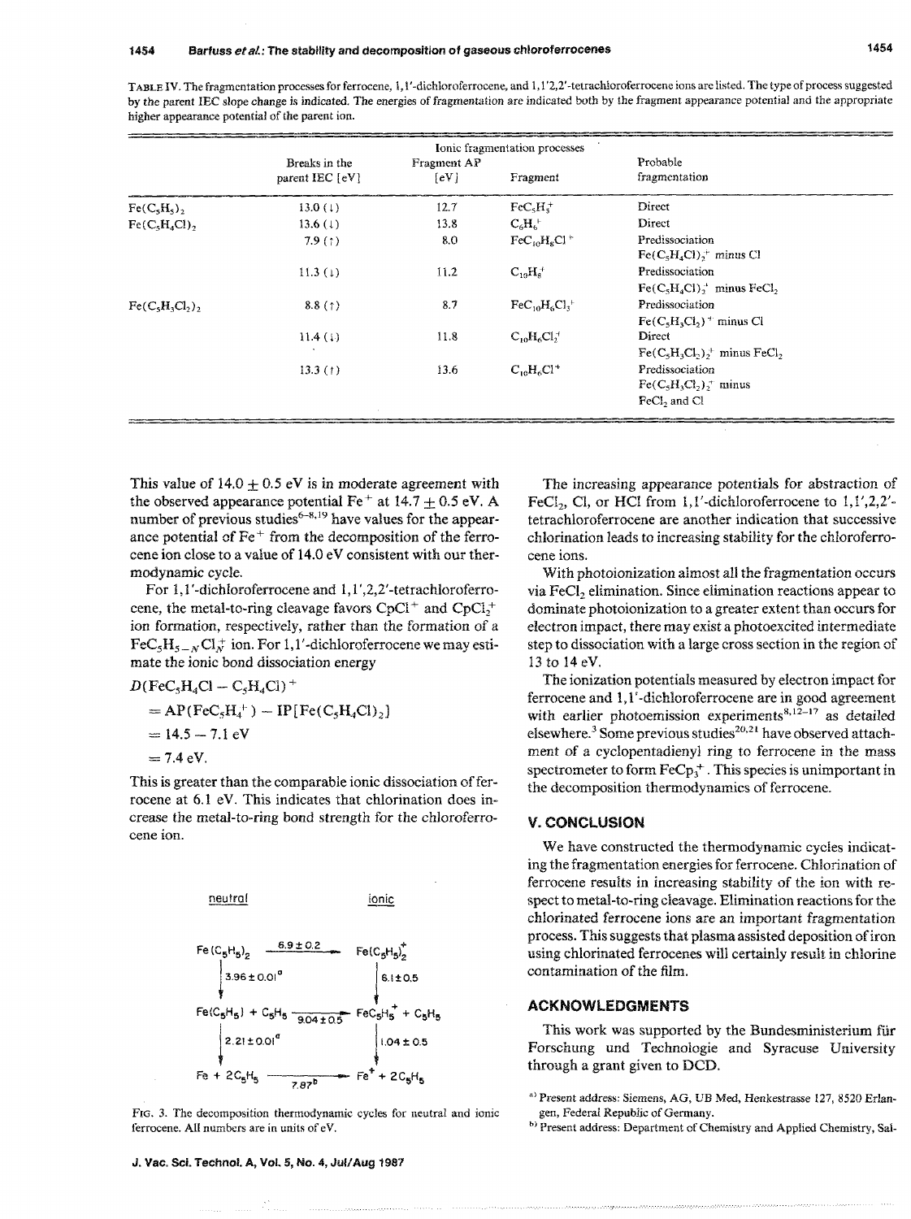TABLE IV. The fragmentation processes for ferrocene, 1,1'-dichloroferrocene, and 1,1'2,2'-tetrachloroferrocene ions are listed. The type of process suggested by the parent IEC slope change is indicated. The energies of fragmentation are indicated both by the fragment appearance potential and the appropriate higher appearance potential of the parent ion.

| | Ionic fragmentation processes | | | |
|---|---|---|---|---|
| | Breaks in the parent IEC [eV] | Fragment AP [eV] | Fragment | Probable fragmentation |
| $Fe(C_5H_5)_2$ | 13.0 (↓) | 12.7 | $FeC_5H_5^+$ | Direct |
| $Fe(C_5H_4Cl)_2$ | 13.6 (↓) | 13.8 | $C_6H_6^+$ | Direct |
| | 7.9 (↑) | 8.0 | $FeC_{10}H_8Cl^+$ | Predissociation $Fe(C_5H_4Cl)_2^+$ minus Cl |
| | 11.3 (↓) | 11.2 | $C_{10}H_8^+$ | Predissociation $Fe(C_5H_4Cl)_2^+$ minus $FeCl_2$ |
| $Fe(C_5H_3Cl_2)_2$ | 8.8 (↑) | 8.7 | $FeC_{10}H_6Cl_3^+$ | Predissociation $Fe(C_5H_3Cl_2)^+$ minus Cl |
| | 11.4 (↓) | 11.8 | $C_{10}H_6Cl_2^+$ | Direct $Fe(C_5H_3Cl_2)_2^+$ minus $FeCl_2$ |
| | 13.3 (↑) | 13.6 | $C_{10}H_6Cl^+$ | Predissociation $Fe(C_5H_3Cl_2)_2^+$ minus $FeCl_2$ and Cl |

This value of 14.0 ± 0.5 eV is in moderate agreement with the observed appearance potential $Fe^+$ at 14.7 ± 0.5 eV. A number of previous studies[6–8,19] have values for the appearance potential of $Fe^+$ from the decomposition of the ferrocene ion close to a value of 14.0 eV consistent with our thermodynamic cycle.

For 1,1'-dichloroferrocene and 1,1',2,2'-tetrachloroferrocene, the metal-to-ring cleavage favors $CpCl^+$ and $CpCl_2^+$ ion formation, respectively, rather than the formation of a $FeC_5H_{5-N}Cl_N^+$ ion. For 1,1'-dichloroferrocene we may estimate the ionic bond dissociation energy

$$
\begin{aligned}
&D(FeC_5H_4Cl - C_5H_4Cl)^+ \\
&= AP(FeC_5H_4^+) - IP[Fe(C_5H_4Cl)_2] \\
&= 14.5 - 7.1\ \text{eV} \\
&= 7.4\ \text{eV}.
\end{aligned}
$$

This is greater than the comparable ionic dissociation of ferrocene at 6.1 eV. This indicates that chlorination does increase the metal-to-ring bond strength for the chloroferrocene ion.

| neutral | | ionic |
|---|---|---|
| $Fe(C_5H_5)_2$ | $\xrightarrow{6.9 \pm 0.2}$ | $Fe(C_5H_5)_2^+$ |
| ↓ $3.96 \pm 0.01^a$ | | ↓ $6.1 \pm 0.5$ |
| $Fe(C_5H_5) + C_5H_5$ | $\xrightarrow{9.04 \pm 0.5}$ | $FeC_5H_5^+ + C_5H_5$ |
| ↓ $2.21 \pm 0.01^a$ | | ↓ $1.04 \pm 0.5$ |
| $Fe + 2C_5H_5$ | $\xrightarrow{7.87^b}$ | $Fe^+ + 2C_5H_5$ |

FIG. 3. The decomposition thermodynamic cycles for neutral and ionic ferrocene. All numbers are in units of eV.

The increasing appearance potentials for abstraction of $FeCl_2$, Cl, or HCl from 1,1'-dichloroferrocene to 1,1',2,2'-tetrachloroferrocene are another indication that successive chlorination leads to increasing stability for the chloroferrocene ions.

With photoionization almost all the fragmentation occurs via $FeCl_2$ elimination. Since elimination reactions appear to dominate photoionization to a greater extent than occurs for electron impact, there may exist a photoexcited intermediate step to dissociation with a large cross section in the region of 13 to 14 eV.

The ionization potentials measured by electron impact for ferrocene and 1,1'-dichloroferrocene are in good agreement with earlier photoemission experiments[8,12–17] as detailed elsewhere.[3] Some previous studies[20,21] have observed attachment of a cyclopentadienyl ring to ferrocene in the mass spectrometer to form $FeCp_3^+$. This species is unimportant in the decomposition thermodynamics of ferrocene.

## V. CONCLUSION

We have constructed the thermodynamic cycles indicating the fragmentation energies for ferrocene. Chlorination of ferrocene results in increasing stability of the ion with respect to metal-to-ring cleavage. Elimination reactions for the chlorinated ferrocene ions are an important fragmentation process. This suggests that plasma assisted deposition of iron using chlorinated ferrocenes will certainly result in chlorine contamination of the film.

## ACKNOWLEDGMENTS

This work was supported by the Bundesministerium für Forschung und Technologie and Syracuse University through a grant given to DCD.

[a] Present address: Siemens, AG, UB Med, Henkestrasse 127, 8520 Erlangen, Federal Republic of Germany.

[b] Present address: Department of Chemistry and Applied Chemistry, Sal-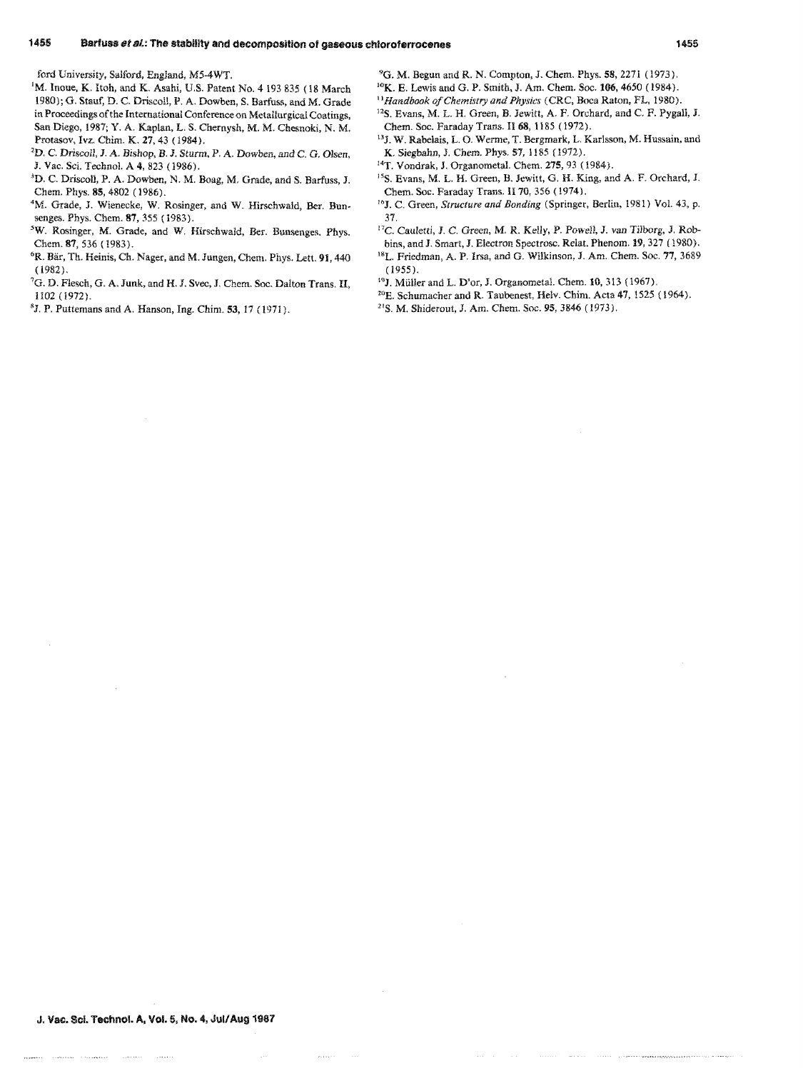ford University, Salford, England, M5-4WT.

[1]M. Inoue, K. Itoh, and K. Asahi, U.S. Patent No. 4 193 835 (18 March 1980); G. Stauf, D. C. Driscoll, P. A. Dowben, S. Barfuss, and M. Grade in Proceedings of the International Conference on Metallurgical Coatings, San Diego, 1987; Y. A. Kaplan, L. S. Chernysh, M. M. Chesnoki, N. M. Protasov, Ivz. Chim. K. 27, 43 (1984).

[2]D. C. Driscoll, J. A. Bishop, B. J. Sturm, P. A. Dowben, and C. G. Olsen, J. Vac. Sci. Technol. A 4, 823 (1986).

[3]D. C. Driscoll, P. A. Dowben, N. M. Boag, M. Grade, and S. Barfuss, J. Chem. Phys. 85, 4802 (1986).

[4]M. Grade, J. Wienecke, W. Rosinger, and W. Hirschwald, Ber. Bunsenges. Phys. Chem. 87, 355 (1983).

[5]W. Rosinger, M. Grade, and W. Hirschwald, Ber. Bunsenges. Phys. Chem. 87, 536 (1983).

[6]R. Bär, Th. Heinis, Ch. Nager, and M. Jungen, Chem. Phys. Lett. 91, 440 (1982).

[7]G. D. Flesch, G. A. Junk, and H. J. Svec, J. Chem. Soc. Dalton Trans. II, 1102 (1972).

[8]J. P. Puttemans and A. Hanson, Ing. Chim. 53, 17 (1971).

[9]G. M. Begun and R. N. Compton, J. Chem. Phys. 58, 2271 (1973).

[10]K. E. Lewis and G. P. Smith, J. Am. Chem. Soc. 106, 4650 (1984).

[11]*Handbook of Chemistry and Physics* (CRC, Boca Raton, FL, 1980).

[12]S. Evans, M. L. H. Green, B. Jewitt, A. F. Orchard, and C. F. Pygall, J. Chem. Soc. Faraday Trans. II 68, 1185 (1972).

[13]J. W. Rabelais, L. O. Werme, T. Bergmark, L. Karlsson, M. Hussain, and K. Siegbahn, J. Chem. Phys. 57, 1185 (1972).

[14]T. Vondrak, J. Organometal. Chem. 275, 93 (1984).

[15]S. Evans, M. L. H. Green, B. Jewitt, G. H. King, and A. F. Orchard, J. Chem. Soc. Faraday Trans. II 70, 356 (1974).

[16]J. C. Green, *Structure and Bonding* (Springer, Berlin, 1981) Vol. 43, p. 37.

[17]C. Cauletti, J. C. Green, M. R. Kelly, P. Powell, J. van Tilborg, J. Robbins, and J. Smart, J. Electron Spectrosc. Relat. Phenom. 19, 327 (1980).

[18]L. Friedman, A. P. Irsa, and G. Wilkinson, J. Am. Chem. Soc. 77, 3689 (1955).

[19]J. Müller and L. D'or, J. Organometal. Chem. 10, 313 (1967).

[20]E. Schumacher and R. Taubenest, Helv. Chim. Acta 47, 1525 (1964).

[21]S. M. Shiderout, J. Am. Chem. Soc. 95, 3846 (1973).